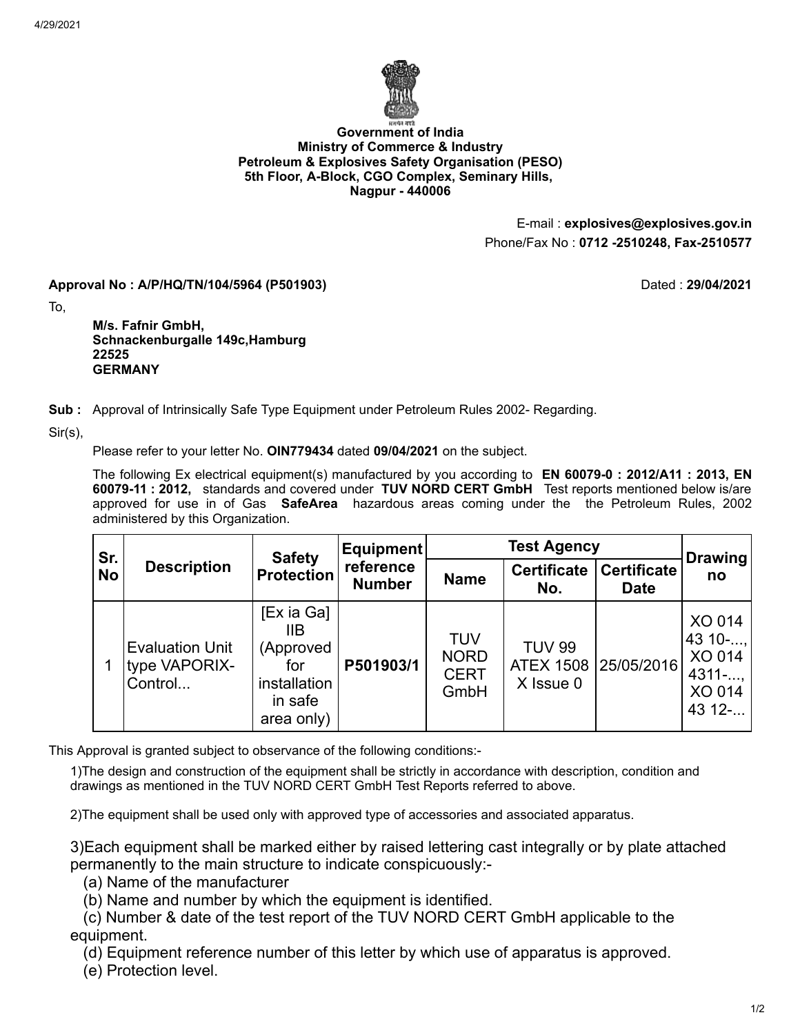**Government of India**
**Ministry of Commerce & Industry**
**Petroleum & Explosives Safety Organisation (PESO)**
**5th Floor, A-Block, CGO Complex, Seminary Hills,**
**Nagpur - 440006**

E-mail : **explosives@explosives.gov.in**
Phone/Fax No : **0712 -2510248, Fax-2510577**

**Approval No : A/P/HQ/TN/104/5964 (P501903)** Dated : **29/04/2021**

To,

**M/s. Fafnir GmbH,**
**Schnackenburgalle 149c,Hamburg**
**22525**
**GERMANY**

**Sub :** Approval of Intrinsically Safe Type Equipment under Petroleum Rules 2002- Regarding.

Sir(s),

Please refer to your letter No. **OIN779434** dated **09/04/2021** on the subject.

The following Ex electrical equipment(s) manufactured by you according to **EN 60079-0 : 2012/A11 : 2013, EN 60079-11 : 2012,** standards and covered under **TUV NORD CERT GmbH** Test reports mentioned below is/are approved for use in of Gas **SafeArea** hazardous areas coming under the the Petroleum Rules, 2002 administered by this Organization.

| Sr. No | Description | Safety Protection | Equipment reference Number | Test Agency | | | Drawing no |
|---|---|---|---|---|---|---|---|
| | | | | Name | Certificate No. | Certificate Date | |
| 1 | Evaluation Unit type VAPORIX-Control... | [Ex ia Ga] IIB (Approved for installation in safe area only) | P501903/1 | TUV NORD CERT GmbH | TUV 99 ATEX 1508 X Issue 0 | 25/05/2016 | XO 014 43 10-..., XO 014 4311-..., XO 014 43 12-... |

This Approval is granted subject to observance of the following conditions:-

1)The design and construction of the equipment shall be strictly in accordance with description, condition and drawings as mentioned in the TUV NORD CERT GmbH Test Reports referred to above.

2)The equipment shall be used only with approved type of accessories and associated apparatus.

3)Each equipment shall be marked either by raised lettering cast integrally or by plate attached permanently to the main structure to indicate conspicuously:-

(a) Name of the manufacturer
(b) Name and number by which the equipment is identified.
(c) Number & date of the test report of the TUV NORD CERT GmbH applicable to the equipment.
(d) Equipment reference number of this letter by which use of apparatus is approved.
(e) Protection level.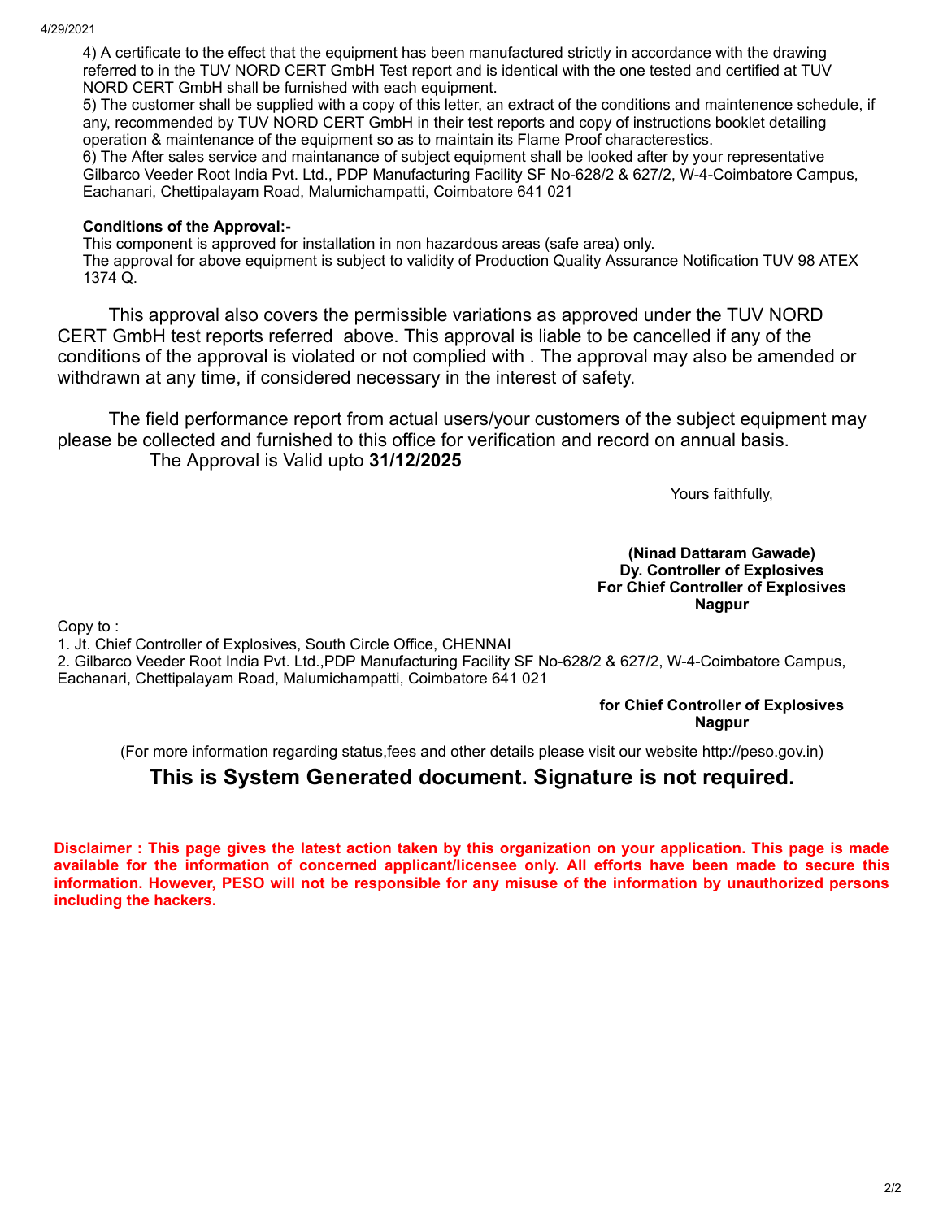4) A certificate to the effect that the equipment has been manufactured strictly in accordance with the drawing referred to in the TUV NORD CERT GmbH Test report and is identical with the one tested and certified at TUV NORD CERT GmbH shall be furnished with each equipment.

5) The customer shall be supplied with a copy of this letter, an extract of the conditions and maintenence schedule, if any, recommended by TUV NORD CERT GmbH in their test reports and copy of instructions booklet detailing operation & maintenance of the equipment so as to maintain its Flame Proof characterestics.

6) The After sales service and maintanance of subject equipment shall be looked after by your representative Gilbarco Veeder Root India Pvt. Ltd., PDP Manufacturing Facility SF No-628/2 & 627/2, W-4-Coimbatore Campus, Eachanari, Chettipalayam Road, Malumichampatti, Coimbatore 641 021

**Conditions of the Approval:-**

This component is approved for installation in non hazardous areas (safe area) only.
The approval for above equipment is subject to validity of Production Quality Assurance Notification TUV 98 ATEX 1374 Q.

This approval also covers the permissible variations as approved under the TUV NORD CERT GmbH test reports referred above. This approval is liable to be cancelled if any of the conditions of the approval is violated or not complied with . The approval may also be amended or withdrawn at any time, if considered necessary in the interest of safety.

The field performance report from actual users/your customers of the subject equipment may please be collected and furnished to this office for verification and record on annual basis.
The Approval is Valid upto **31/12/2025**

Yours faithfully,

**(Ninad Dattaram Gawade)**
**Dy. Controller of Explosives**
**For Chief Controller of Explosives**
**Nagpur**

Copy to :
1. Jt. Chief Controller of Explosives, South Circle Office, CHENNAI
2. Gilbarco Veeder Root India Pvt. Ltd.,PDP Manufacturing Facility SF No-628/2 & 627/2, W-4-Coimbatore Campus, Eachanari, Chettipalayam Road, Malumichampatti, Coimbatore 641 021

**for Chief Controller of Explosives**
**Nagpur**

(For more information regarding status,fees and other details please visit our website http://peso.gov.in)

**This is System Generated document. Signature is not required.**

**Disclaimer : This page gives the latest action taken by this organization on your application. This page is made available for the information of concerned applicant/licensee only. All efforts have been made to secure this information. However, PESO will not be responsible for any misuse of the information by unauthorized persons including the hackers.**